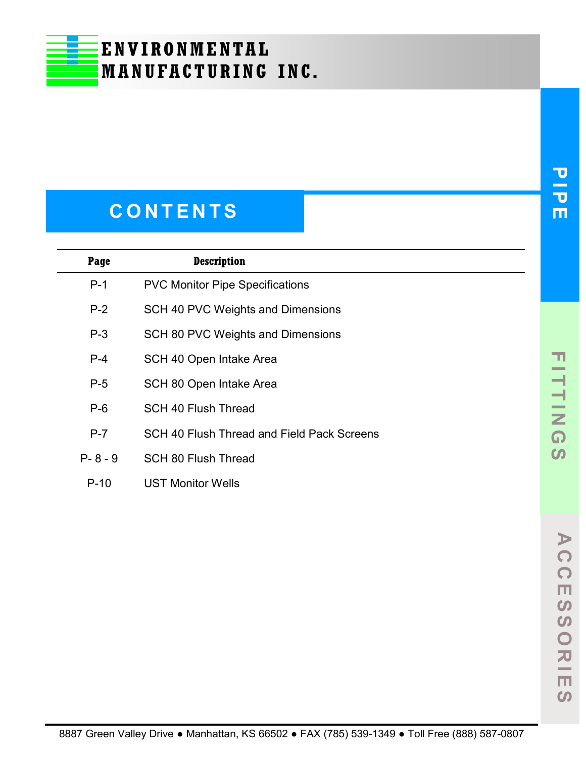# ENVIRONMENTAL MANUFACTURING INC.

## CONTENTS

| Page | Description |
|---|---|
| P-1 | PVC Monitor Pipe Specifications |
| P-2 | SCH 40 PVC Weights and Dimensions |
| P-3 | SCH 80 PVC Weights and Dimensions |
| P-4 | SCH 40 Open Intake Area |
| P-5 | SCH 80 Open Intake Area |
| P-6 | SCH 40 Flush Thread |
| P-7 | SCH 40 Flush Thread and Field Pack Screens |
| P- 8 - 9 | SCH 80 Flush Thread |
| P-10 | UST Monitor Wells |

PIPE

FITTINGS

ACCESSORIES

8887 Green Valley Drive ● Manhattan, KS 66502 ● FAX (785) 539-1349 ● Toll Free (888) 587-0807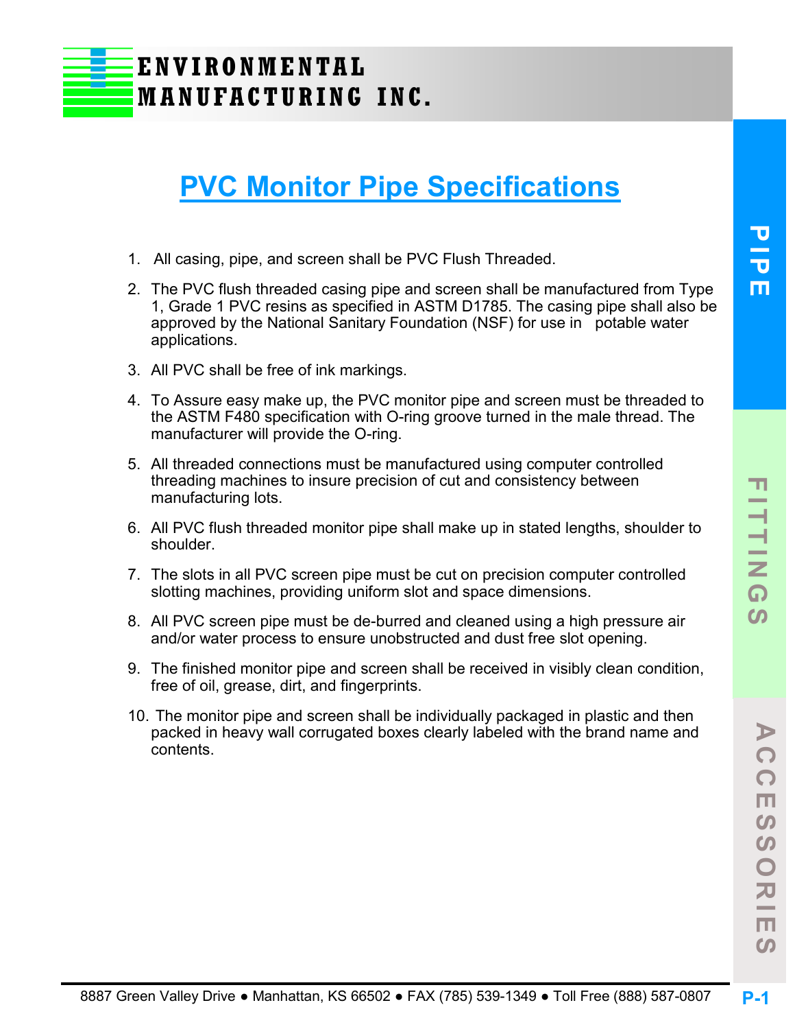# PVC Monitor Pipe Specifications

1. All casing, pipe, and screen shall be PVC Flush Threaded.
2. The PVC flush threaded casing pipe and screen shall be manufactured from Type 1, Grade 1 PVC resins as specified in ASTM D1785. The casing pipe shall also be approved by the National Sanitary Foundation (NSF) for use in potable water applications.
3. All PVC shall be free of ink markings.
4. To Assure easy make up, the PVC monitor pipe and screen must be threaded to the ASTM F480 specification with O-ring groove turned in the male thread. The manufacturer will provide the O-ring.
5. All threaded connections must be manufactured using computer controlled threading machines to insure precision of cut and consistency between manufacturing lots.
6. All PVC flush threaded monitor pipe shall make up in stated lengths, shoulder to shoulder.
7. The slots in all PVC screen pipe must be cut on precision computer controlled slotting machines, providing uniform slot and space dimensions.
8. All PVC screen pipe must be de-burred and cleaned using a high pressure air and/or water process to ensure unobstructed and dust free slot opening.
9. The finished monitor pipe and screen shall be received in visibly clean condition, free of oil, grease, dirt, and fingerprints.
10. The monitor pipe and screen shall be individually packaged in plastic and then packed in heavy wall corrugated boxes clearly labeled with the brand name and contents.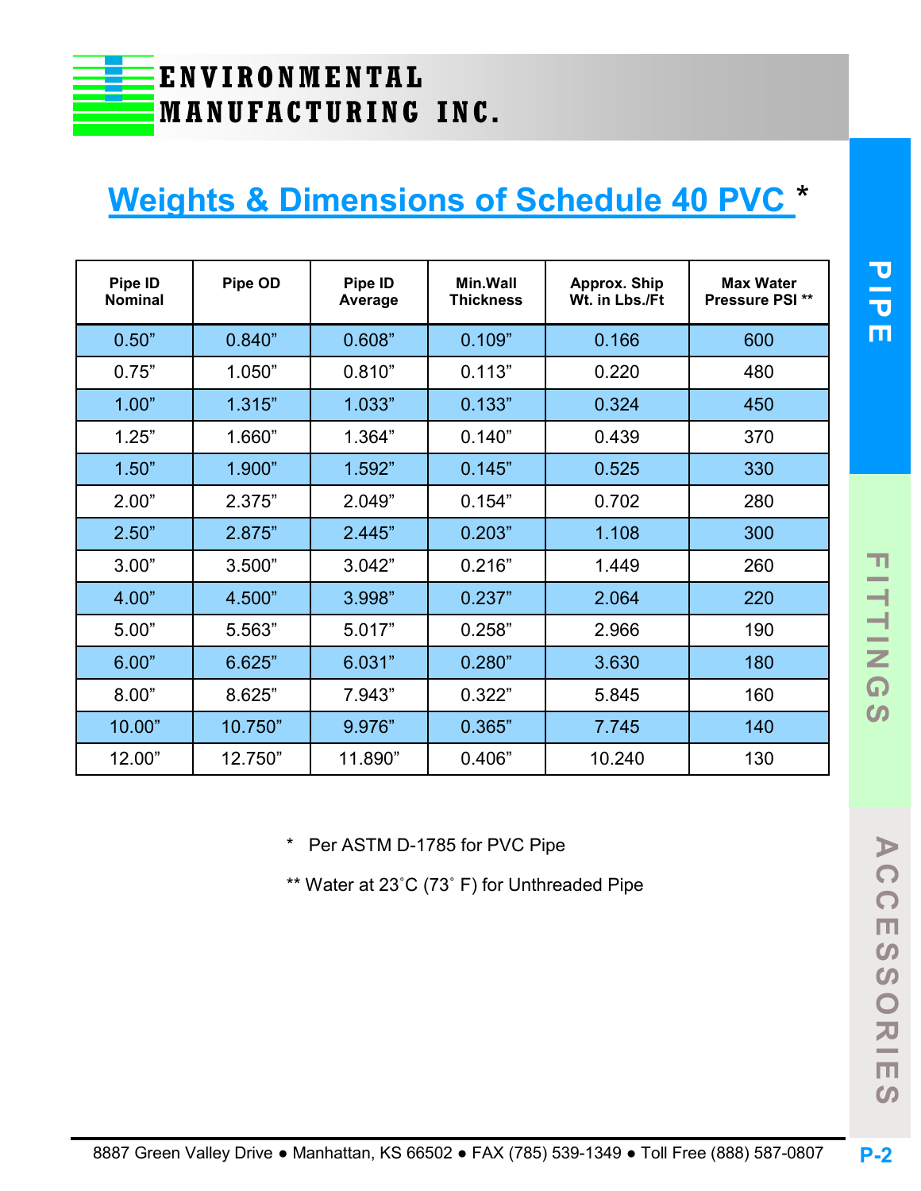# Weights & Dimensions of Schedule 40 PVC *

| Pipe ID Nominal | Pipe OD | Pipe ID Average | Min.Wall Thickness | Approx. Ship Wt. in Lbs./Ft | Max Water Pressure PSI ** |
|---|---|---|---|---|---|
| 0.50” | 0.840” | 0.608” | 0.109” | 0.166 | 600 |
| 0.75” | 1.050” | 0.810” | 0.113” | 0.220 | 480 |
| 1.00” | 1.315” | 1.033” | 0.133” | 0.324 | 450 |
| 1.25” | 1.660” | 1.364” | 0.140” | 0.439 | 370 |
| 1.50” | 1.900” | 1.592” | 0.145” | 0.525 | 330 |
| 2.00” | 2.375” | 2.049” | 0.154” | 0.702 | 280 |
| 2.50” | 2.875” | 2.445” | 0.203” | 1.108 | 300 |
| 3.00” | 3.500” | 3.042” | 0.216” | 1.449 | 260 |
| 4.00” | 4.500” | 3.998” | 0.237” | 2.064 | 220 |
| 5.00” | 5.563” | 5.017” | 0.258” | 2.966 | 190 |
| 6.00” | 6.625” | 6.031” | 0.280” | 3.630 | 180 |
| 8.00” | 8.625” | 7.943” | 0.322” | 5.845 | 160 |
| 10.00” | 10.750” | 9.976” | 0.365” | 7.745 | 140 |
| 12.00” | 12.750” | 11.890” | 0.406” | 10.240 | 130 |

* Per ASTM D-1785 for PVC Pipe

** Water at 23˚C (73˚ F) for Unthreaded Pipe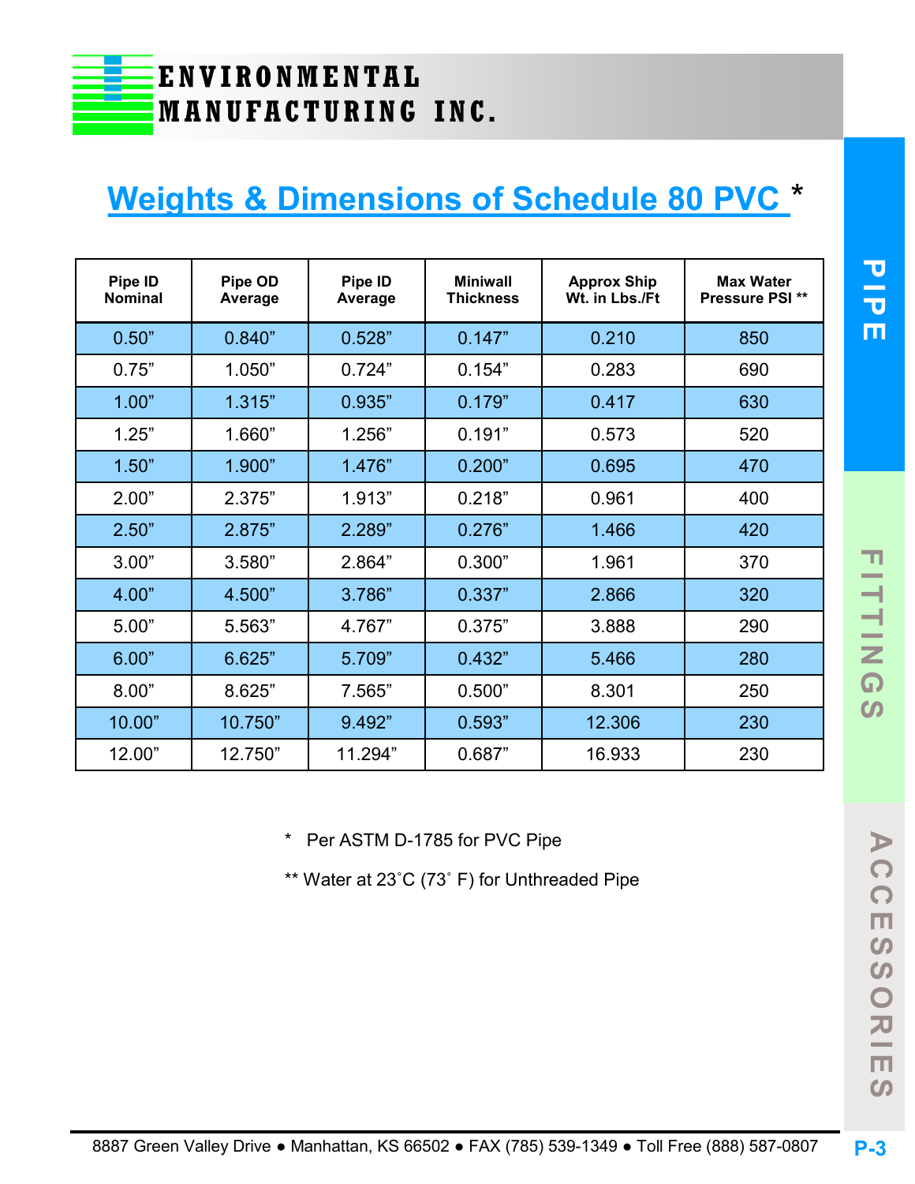# Weights & Dimensions of Schedule 80 PVC *

| Pipe ID Nominal | Pipe OD Average | Pipe ID Average | Miniwall Thickness | Approx Ship Wt. in Lbs./Ft | Max Water Pressure PSI ** |
|---|---|---|---|---|---|
| 0.50” | 0.840” | 0.528” | 0.147” | 0.210 | 850 |
| 0.75” | 1.050” | 0.724” | 0.154” | 0.283 | 690 |
| 1.00” | 1.315” | 0.935” | 0.179” | 0.417 | 630 |
| 1.25” | 1.660” | 1.256” | 0.191” | 0.573 | 520 |
| 1.50” | 1.900” | 1.476” | 0.200” | 0.695 | 470 |
| 2.00” | 2.375” | 1.913” | 0.218” | 0.961 | 400 |
| 2.50” | 2.875” | 2.289” | 0.276” | 1.466 | 420 |
| 3.00” | 3.580” | 2.864” | 0.300” | 1.961 | 370 |
| 4.00” | 4.500” | 3.786” | 0.337” | 2.866 | 320 |
| 5.00” | 5.563” | 4.767” | 0.375” | 3.888 | 290 |
| 6.00” | 6.625” | 5.709” | 0.432” | 5.466 | 280 |
| 8.00” | 8.625” | 7.565” | 0.500” | 8.301 | 250 |
| 10.00” | 10.750” | 9.492” | 0.593” | 12.306 | 230 |
| 12.00” | 12.750” | 11.294” | 0.687” | 16.933 | 230 |

* Per ASTM D-1785 for PVC Pipe

** Water at 23˚C (73˚ F) for Unthreaded Pipe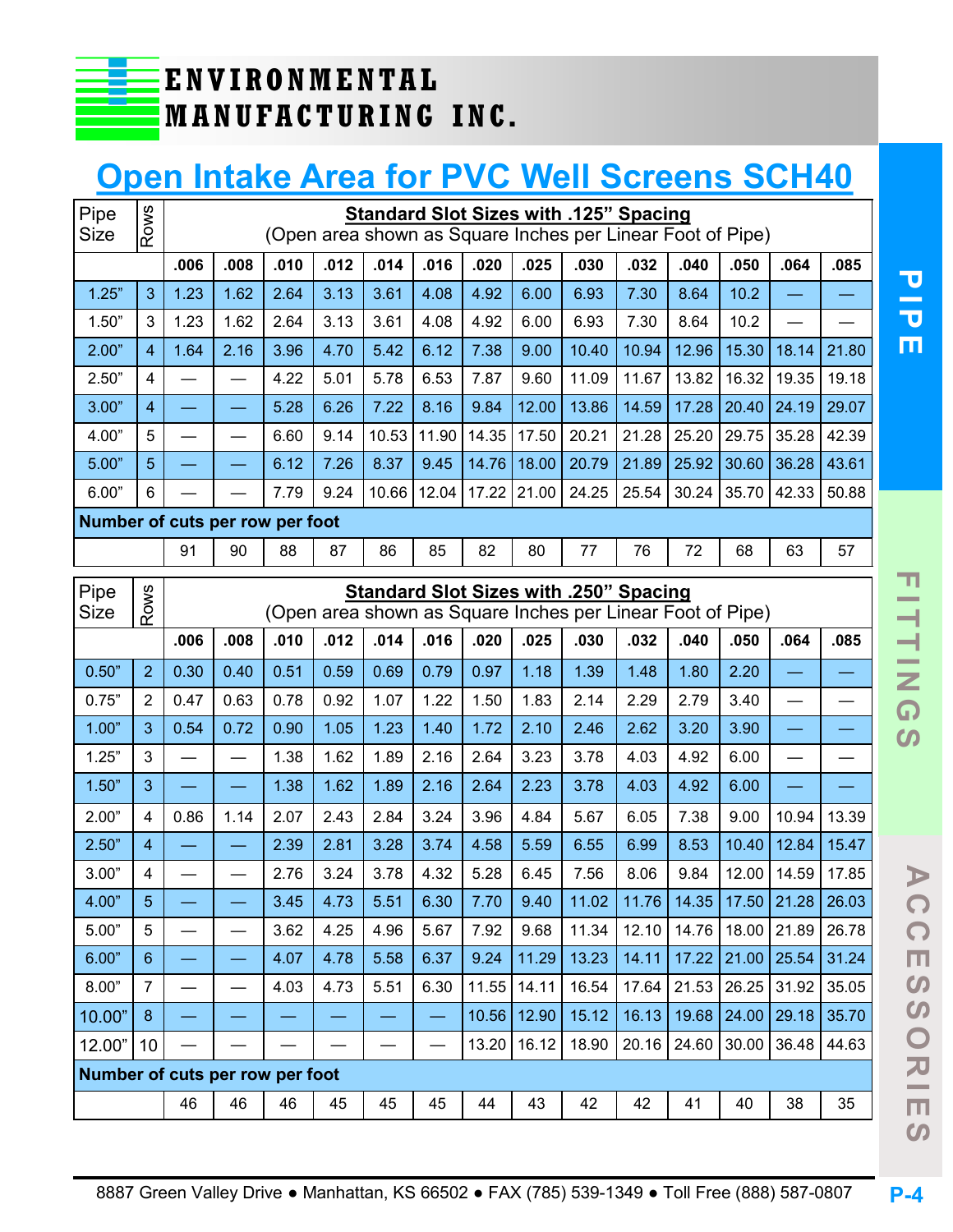ENVIRONMENTAL MANUFACTURING INC.

# Open Intake Area for PVC Well Screens SCH40

| Pipe Size | Rows | **Standard Slot Sizes with .125" Spacing** (Open area shown as Square Inches per Linear Foot of Pipe) | | | | | | | | | | | | | |
|---|---|---|---|---|---|---|---|---|---|---|---|---|---|---|---|
| | | .006 | .008 | .010 | .012 | .014 | .016 | .020 | .025 | .030 | .032 | .040 | .050 | .064 | .085 |
| 1.25" | 3 | 1.23 | 1.62 | 2.64 | 3.13 | 3.61 | 4.08 | 4.92 | 6.00 | 6.93 | 7.30 | 8.64 | 10.2 | — | — |
| 1.50" | 3 | 1.23 | 1.62 | 2.64 | 3.13 | 3.61 | 4.08 | 4.92 | 6.00 | 6.93 | 7.30 | 8.64 | 10.2 | — | — |
| 2.00" | 4 | 1.64 | 2.16 | 3.96 | 4.70 | 5.42 | 6.12 | 7.38 | 9.00 | 10.40 | 10.94 | 12.96 | 15.30 | 18.14 | 21.80 |
| 2.50" | 4 | — | — | 4.22 | 5.01 | 5.78 | 6.53 | 7.87 | 9.60 | 11.09 | 11.67 | 13.82 | 16.32 | 19.35 | 19.18 |
| 3.00" | 4 | — | — | 5.28 | 6.26 | 7.22 | 8.16 | 9.84 | 12.00 | 13.86 | 14.59 | 17.28 | 20.40 | 24.19 | 29.07 |
| 4.00" | 5 | — | — | 6.60 | 9.14 | 10.53 | 11.90 | 14.35 | 17.50 | 20.21 | 21.28 | 25.20 | 29.75 | 35.28 | 42.39 |
| 5.00" | 5 | — | — | 6.12 | 7.26 | 8.37 | 9.45 | 14.76 | 18.00 | 20.79 | 21.89 | 25.92 | 30.60 | 36.28 | 43.61 |
| 6.00" | 6 | — | — | 7.79 | 9.24 | 10.66 | 12.04 | 17.22 | 21.00 | 24.25 | 25.54 | 30.24 | 35.70 | 42.33 | 50.88 |
| **Number of cuts per row per foot** | | | | | | | | | | | | | | | |
| | | 91 | 90 | 88 | 87 | 86 | 85 | 82 | 80 | 77 | 76 | 72 | 68 | 63 | 57 |

| Pipe Size | Rows | **Standard Slot Sizes with .250" Spacing** (Open area shown as Square Inches per Linear Foot of Pipe) | | | | | | | | | | | | | |
|---|---|---|---|---|---|---|---|---|---|---|---|---|---|---|---|
| | | .006 | .008 | .010 | .012 | .014 | .016 | .020 | .025 | .030 | .032 | .040 | .050 | .064 | .085 |
| 0.50" | 2 | 0.30 | 0.40 | 0.51 | 0.59 | 0.69 | 0.79 | 0.97 | 1.18 | 1.39 | 1.48 | 1.80 | 2.20 | — | — |
| 0.75" | 2 | 0.47 | 0.63 | 0.78 | 0.92 | 1.07 | 1.22 | 1.50 | 1.83 | 2.14 | 2.29 | 2.79 | 3.40 | — | — |
| 1.00" | 3 | 0.54 | 0.72 | 0.90 | 1.05 | 1.23 | 1.40 | 1.72 | 2.10 | 2.46 | 2.62 | 3.20 | 3.90 | — | — |
| 1.25" | 3 | — | — | 1.38 | 1.62 | 1.89 | 2.16 | 2.64 | 3.23 | 3.78 | 4.03 | 4.92 | 6.00 | — | — |
| 1.50" | 3 | — | — | 1.38 | 1.62 | 1.89 | 2.16 | 2.64 | 2.23 | 3.78 | 4.03 | 4.92 | 6.00 | — | — |
| 2.00" | 4 | 0.86 | 1.14 | 2.07 | 2.43 | 2.84 | 3.24 | 3.96 | 4.84 | 5.67 | 6.05 | 7.38 | 9.00 | 10.94 | 13.39 |
| 2.50" | 4 | — | — | 2.39 | 2.81 | 3.28 | 3.74 | 4.58 | 5.59 | 6.55 | 6.99 | 8.53 | 10.40 | 12.84 | 15.47 |
| 3.00" | 4 | — | — | 2.76 | 3.24 | 3.78 | 4.32 | 5.28 | 6.45 | 7.56 | 8.06 | 9.84 | 12.00 | 14.59 | 17.85 |
| 4.00" | 5 | — | — | 3.45 | 4.73 | 5.51 | 6.30 | 7.70 | 9.40 | 11.02 | 11.76 | 14.35 | 17.50 | 21.28 | 26.03 |
| 5.00" | 5 | — | — | 3.62 | 4.25 | 4.96 | 5.67 | 7.92 | 9.68 | 11.34 | 12.10 | 14.76 | 18.00 | 21.89 | 26.78 |
| 6.00" | 6 | — | — | 4.07 | 4.78 | 5.58 | 6.37 | 9.24 | 11.29 | 13.23 | 14.11 | 17.22 | 21.00 | 25.54 | 31.24 |
| 8.00" | 7 | — | — | 4.03 | 4.73 | 5.51 | 6.30 | 11.55 | 14.11 | 16.54 | 17.64 | 21.53 | 26.25 | 31.92 | 35.05 |
| 10.00" | 8 | — | — | — | — | — | — | 10.56 | 12.90 | 15.12 | 16.13 | 19.68 | 24.00 | 29.18 | 35.70 |
| 12.00" | 10 | — | — | — | — | — | — | 13.20 | 16.12 | 18.90 | 20.16 | 24.60 | 30.00 | 36.48 | 44.63 |
| **Number of cuts per row per foot** | | | | | | | | | | | | | | | |
| | | 46 | 46 | 46 | 45 | 45 | 45 | 44 | 43 | 42 | 42 | 41 | 40 | 38 | 35 |

8887 Green Valley Drive • Manhattan, KS 66502 • FAX (785) 539-1349 • Toll Free (888) 587-0807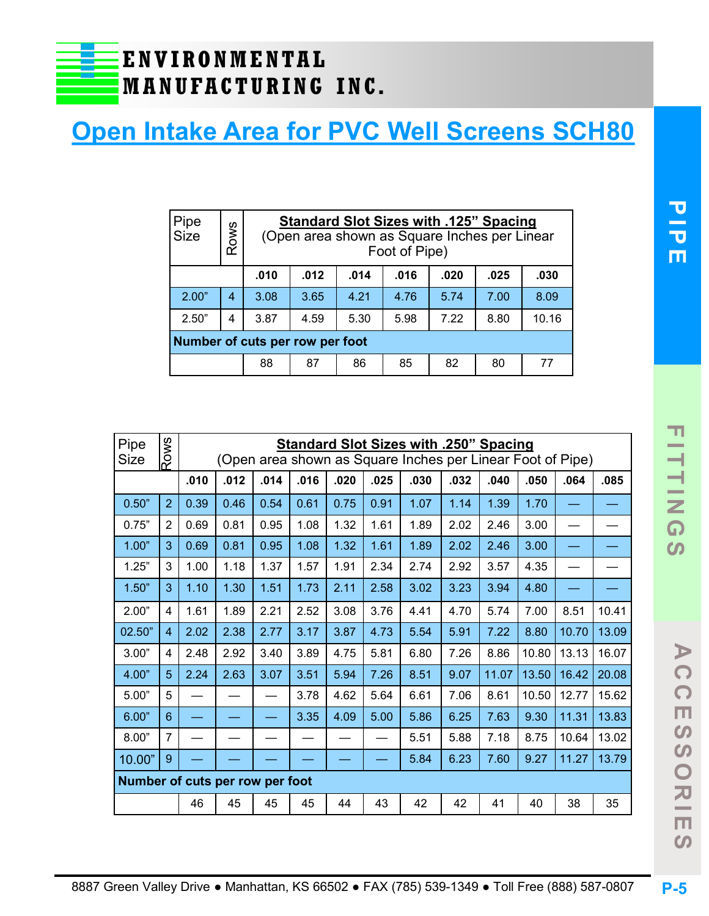# Open Intake Area for PVC Well Screens SCH80

| Pipe Size | Rows | Standard Slot Sizes with .125" Spacing (Open area shown as Square Inches per Linear Foot of Pipe) | | | | | | |
|---|---|---|---|---|---|---|---|---|
| | | .010 | .012 | .014 | .016 | .020 | .025 | .030 |
| 2.00" | 4 | 3.08 | 3.65 | 4.21 | 4.76 | 5.74 | 7.00 | 8.09 |
| 2.50" | 4 | 3.87 | 4.59 | 5.30 | 5.98 | 7.22 | 8.80 | 10.16 |
| **Number of cuts per row per foot** | | | | | | | | |
| | | 88 | 87 | 86 | 85 | 82 | 80 | 77 |

| Pipe Size | Rows | Standard Slot Sizes with .250" Spacing (Open area shown as Square Inches per Linear Foot of Pipe) | | | | | | | | | | | |
|---|---|---|---|---|---|---|---|---|---|---|---|---|---|
| | | .010 | .012 | .014 | .016 | .020 | .025 | .030 | .032 | .040 | .050 | .064 | .085 |
| 0.50" | 2 | 0.39 | 0.46 | 0.54 | 0.61 | 0.75 | 0.91 | 1.07 | 1.14 | 1.39 | 1.70 | — | — |
| 0.75" | 2 | 0.69 | 0.81 | 0.95 | 1.08 | 1.32 | 1.61 | 1.89 | 2.02 | 2.46 | 3.00 | — | — |
| 1.00" | 3 | 0.69 | 0.81 | 0.95 | 1.08 | 1.32 | 1.61 | 1.89 | 2.02 | 2.46 | 3.00 | — | — |
| 1.25" | 3 | 1.00 | 1.18 | 1.37 | 1.57 | 1.91 | 2.34 | 2.74 | 2.92 | 3.57 | 4.35 | — | — |
| 1.50" | 3 | 1.10 | 1.30 | 1.51 | 1.73 | 2.11 | 2.58 | 3.02 | 3.23 | 3.94 | 4.80 | — | — |
| 2.00" | 4 | 1.61 | 1.89 | 2.21 | 2.52 | 3.08 | 3.76 | 4.41 | 4.70 | 5.74 | 7.00 | 8.51 | 10.41 |
| 02.50" | 4 | 2.02 | 2.38 | 2.77 | 3.17 | 3.87 | 4.73 | 5.54 | 5.91 | 7.22 | 8.80 | 10.70 | 13.09 |
| 3.00" | 4 | 2.48 | 2.92 | 3.40 | 3.89 | 4.75 | 5.81 | 6.80 | 7.26 | 8.86 | 10.80 | 13.13 | 16.07 |
| 4.00" | 5 | 2.24 | 2.63 | 3.07 | 3.51 | 5.94 | 7.26 | 8.51 | 9.07 | 11.07 | 13.50 | 16.42 | 20.08 |
| 5.00" | 5 | — | — | — | 3.78 | 4.62 | 5.64 | 6.61 | 7.06 | 8.61 | 10.50 | 12.77 | 15.62 |
| 6.00" | 6 | — | — | — | 3.35 | 4.09 | 5.00 | 5.86 | 6.25 | 7.63 | 9.30 | 11.31 | 13.83 |
| 8.00" | 7 | — | — | — | — | — | — | 5.51 | 5.88 | 7.18 | 8.75 | 10.64 | 13.02 |
| 10.00" | 9 | — | — | — | — | — | — | 5.84 | 6.23 | 7.60 | 9.27 | 11.27 | 13.79 |
| **Number of cuts per row per foot** | | | | | | | | | | | | | |
| | | 46 | 45 | 45 | 45 | 44 | 43 | 42 | 42 | 41 | 40 | 38 | 35 |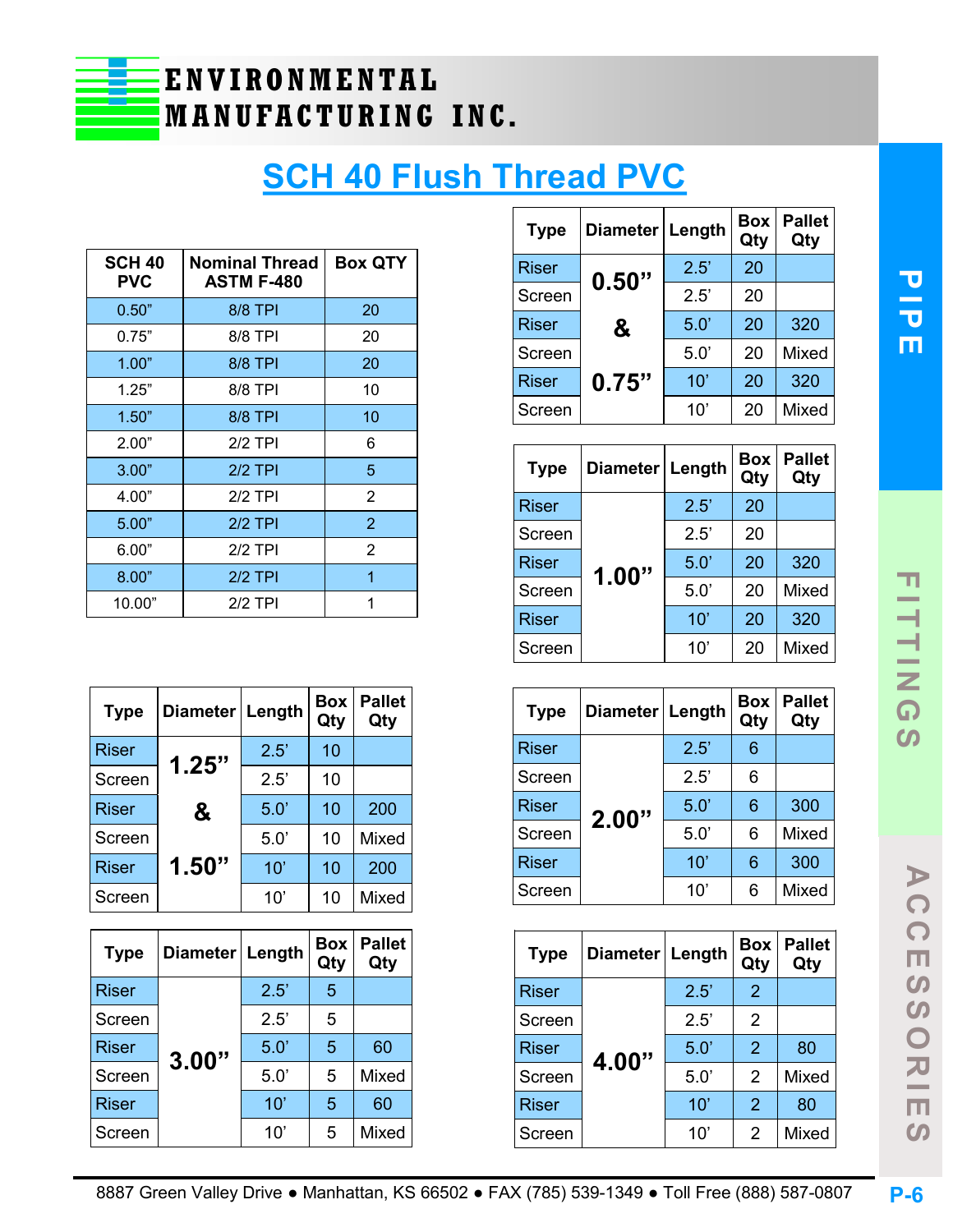# SCH 40 Flush Thread PVC

| SCH 40 PVC | Nominal Thread ASTM F-480 | Box QTY |
|---|---|---|
| 0.50" | 8/8 TPI | 20 |
| 0.75" | 8/8 TPI | 20 |
| 1.00" | 8/8 TPI | 20 |
| 1.25" | 8/8 TPI | 10 |
| 1.50" | 8/8 TPI | 10 |
| 2.00" | 2/2 TPI | 6 |
| 3.00" | 2/2 TPI | 5 |
| 4.00" | 2/2 TPI | 2 |
| 5.00" | 2/2 TPI | 2 |
| 6.00" | 2/2 TPI | 2 |
| 8.00" | 2/2 TPI | 1 |
| 10.00" | 2/2 TPI | 1 |

| Type | Diameter | Length | Box Qty | Pallet Qty |
|---|---|---|---|---|
| Riser | 0.50" & 0.75" | 2.5' | 20 | |
| Screen | | 2.5' | 20 | |
| Riser | | 5.0' | 20 | 320 |
| Screen | | 5.0' | 20 | Mixed |
| Riser | | 10' | 20 | 320 |
| Screen | | 10' | 20 | Mixed |

| Type | Diameter | Length | Box Qty | Pallet Qty |
|---|---|---|---|---|
| Riser | 1.00" | 2.5' | 20 | |
| Screen | | 2.5' | 20 | |
| Riser | | 5.0' | 20 | 320 |
| Screen | | 5.0' | 20 | Mixed |
| Riser | | 10' | 20 | 320 |
| Screen | | 10' | 20 | Mixed |

| Type | Diameter | Length | Box Qty | Pallet Qty |
|---|---|---|---|---|
| Riser | 1.25" & 1.50" | 2.5' | 10 | |
| Screen | | 2.5' | 10 | |
| Riser | | 5.0' | 10 | 200 |
| Screen | | 5.0' | 10 | Mixed |
| Riser | | 10' | 10 | 200 |
| Screen | | 10' | 10 | Mixed |

| Type | Diameter | Length | Box Qty | Pallet Qty |
|---|---|---|---|---|
| Riser | 2.00" | 2.5' | 6 | |
| Screen | | 2.5' | 6 | |
| Riser | | 5.0' | 6 | 300 |
| Screen | | 5.0' | 6 | Mixed |
| Riser | | 10' | 6 | 300 |
| Screen | | 10' | 6 | Mixed |

| Type | Diameter | Length | Box Qty | Pallet Qty |
|---|---|---|---|---|
| Riser | 3.00" | 2.5' | 5 | |
| Screen | | 2.5' | 5 | |
| Riser | | 5.0' | 5 | 60 |
| Screen | | 5.0' | 5 | Mixed |
| Riser | | 10' | 5 | 60 |
| Screen | | 10' | 5 | Mixed |

| Type | Diameter | Length | Box Qty | Pallet Qty |
|---|---|---|---|---|
| Riser | 4.00" | 2.5' | 2 | |
| Screen | | 2.5' | 2 | |
| Riser | | 5.0' | 2 | 80 |
| Screen | | 5.0' | 2 | Mixed |
| Riser | | 10' | 2 | 80 |
| Screen | | 10' | 2 | Mixed |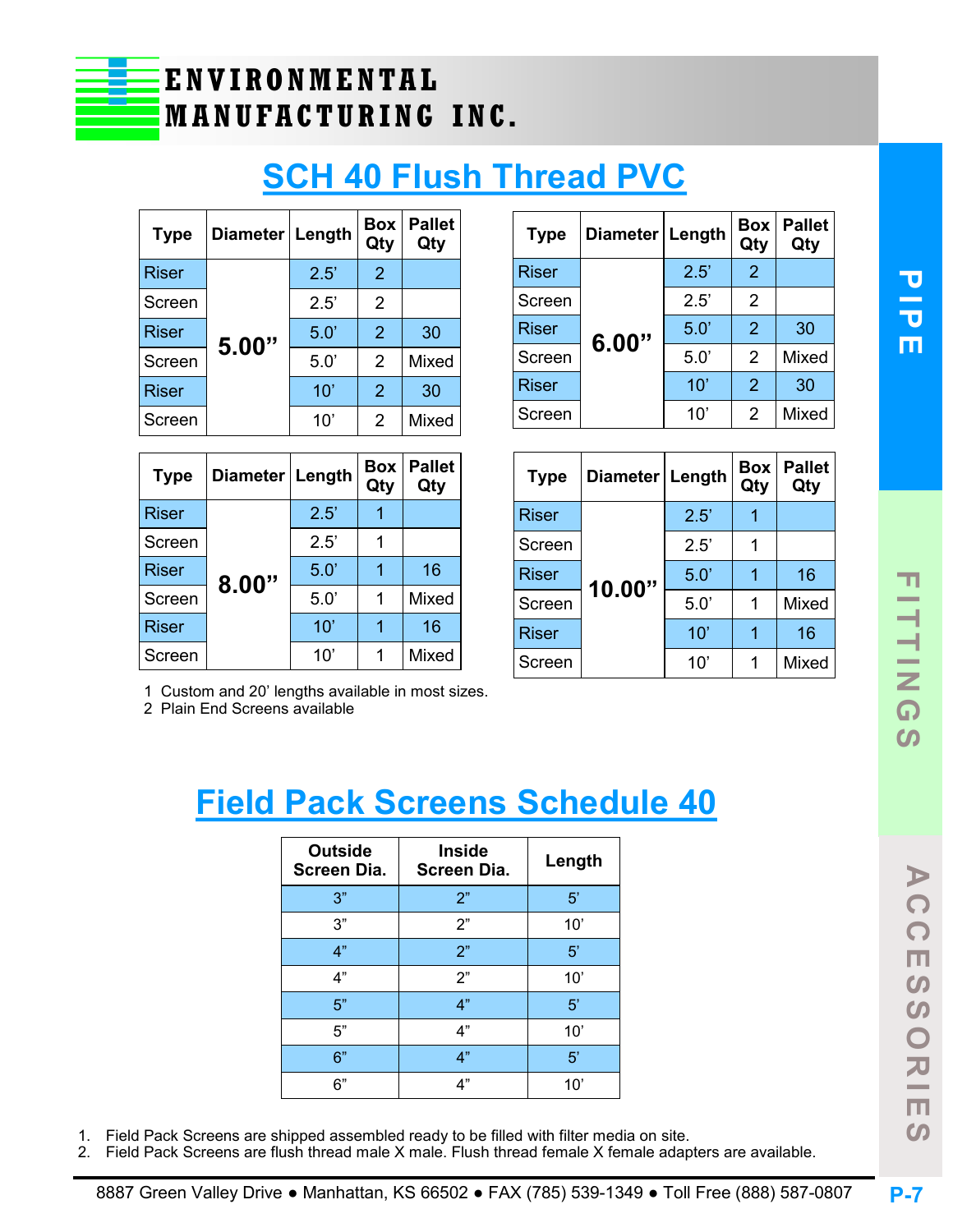# ENVIRONMENTAL MANUFACTURING INC.

## SCH 40 Flush Thread PVC

| Type | Diameter | Length | Box Qty | Pallet Qty |
|---|---|---|---|---|
| Riser | 5.00” | 2.5’ | 2 | |
| Screen | | 2.5’ | 2 | |
| Riser | | 5.0’ | 2 | 30 |
| Screen | | 5.0’ | 2 | Mixed |
| Riser | | 10’ | 2 | 30 |
| Screen | | 10’ | 2 | Mixed |

| Type | Diameter | Length | Box Qty | Pallet Qty |
|---|---|---|---|---|
| Riser | 6.00” | 2.5’ | 2 | |
| Screen | | 2.5’ | 2 | |
| Riser | | 5.0’ | 2 | 30 |
| Screen | | 5.0’ | 2 | Mixed |
| Riser | | 10’ | 2 | 30 |
| Screen | | 10’ | 2 | Mixed |

| Type | Diameter | Length | Box Qty | Pallet Qty |
|---|---|---|---|---|
| Riser | 8.00” | 2.5’ | 1 | |
| Screen | | 2.5’ | 1 | |
| Riser | | 5.0’ | 1 | 16 |
| Screen | | 5.0’ | 1 | Mixed |
| Riser | | 10’ | 1 | 16 |
| Screen | | 10’ | 1 | Mixed |

| Type | Diameter | Length | Box Qty | Pallet Qty |
|---|---|---|---|---|
| Riser | 10.00” | 2.5’ | 1 | |
| Screen | | 2.5’ | 1 | |
| Riser | | 5.0’ | 1 | 16 |
| Screen | | 5.0’ | 1 | Mixed |
| Riser | | 10’ | 1 | 16 |
| Screen | | 10’ | 1 | Mixed |

1 Custom and 20’ lengths available in most sizes.
2 Plain End Screens available

## Field Pack Screens Schedule 40

| Outside Screen Dia. | Inside Screen Dia. | Length |
|---|---|---|
| 3” | 2” | 5’ |
| 3” | 2” | 10’ |
| 4” | 2” | 5’ |
| 4” | 2” | 10’ |
| 5” | 4” | 5’ |
| 5” | 4” | 10’ |
| 6” | 4” | 5’ |
| 6” | 4” | 10’ |

1. Field Pack Screens are shipped assembled ready to be filled with filter media on site.
2. Field Pack Screens are flush thread male X male. Flush thread female X female adapters are available.

8887 Green Valley Drive • Manhattan, KS 66502 • FAX (785) 539-1349 • Toll Free (888) 587-0807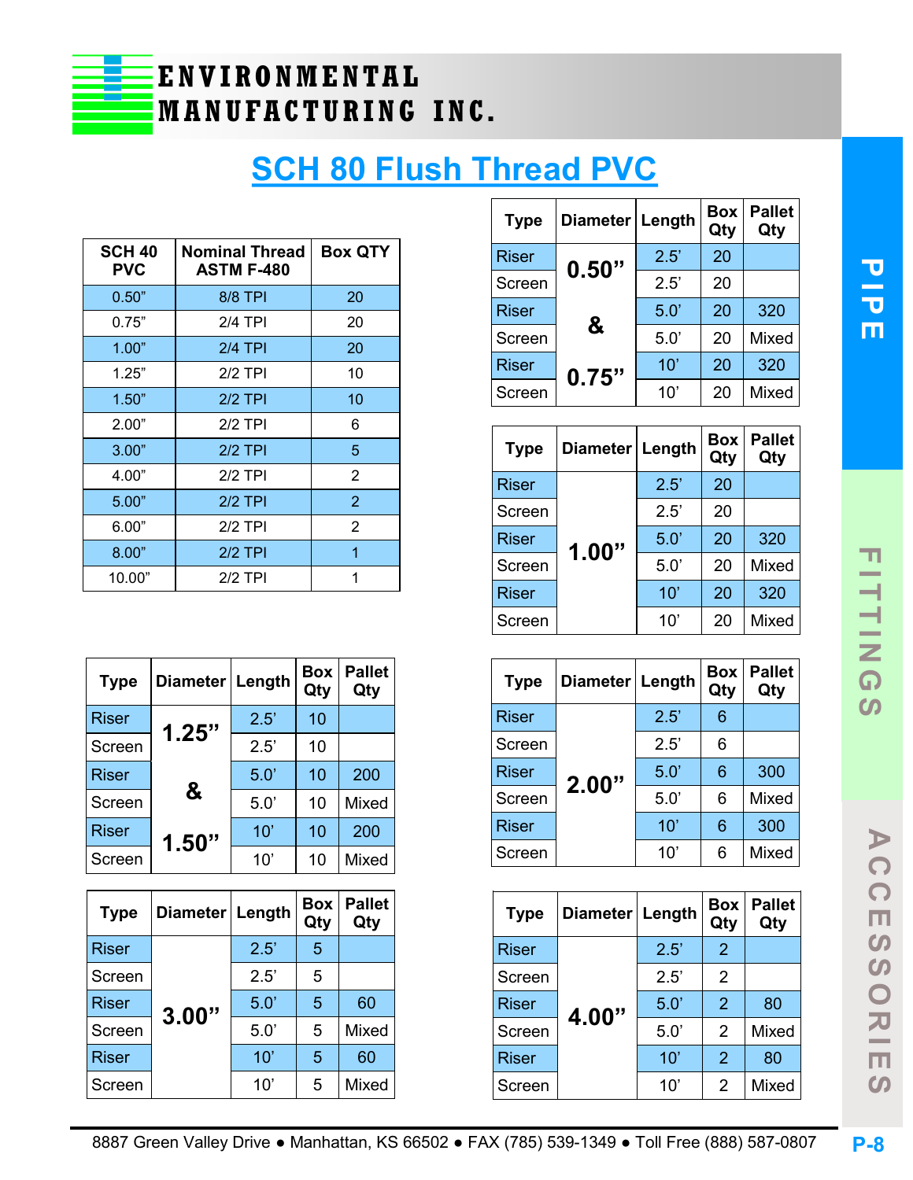ENVIRONMENTAL MANUFACTURING INC.

# SCH 80 Flush Thread PVC

| SCH 40 PVC | Nominal Thread ASTM F-480 | Box QTY |
|---|---|---|
| 0.50" | 8/8 TPI | 20 |
| 0.75" | 2/4 TPI | 20 |
| 1.00" | 2/4 TPI | 20 |
| 1.25" | 2/2 TPI | 10 |
| 1.50" | 2/2 TPI | 10 |
| 2.00" | 2/2 TPI | 6 |
| 3.00" | 2/2 TPI | 5 |
| 4.00" | 2/2 TPI | 2 |
| 5.00" | 2/2 TPI | 2 |
| 6.00" | 2/2 TPI | 2 |
| 8.00" | 2/2 TPI | 1 |
| 10.00" | 2/2 TPI | 1 |

| Type | Diameter | Length | Box Qty | Pallet Qty |
|---|---|---|---|---|
| Riser | 0.50" & 0.75" | 2.5' | 20 | |
| Screen | | 2.5' | 20 | |
| Riser | | 5.0' | 20 | 320 |
| Screen | | 5.0' | 20 | Mixed |
| Riser | | 10' | 20 | 320 |
| Screen | | 10' | 20 | Mixed |

| Type | Diameter | Length | Box Qty | Pallet Qty |
|---|---|---|---|---|
| Riser | 1.00" | 2.5' | 20 | |
| Screen | | 2.5' | 20 | |
| Riser | | 5.0' | 20 | 320 |
| Screen | | 5.0' | 20 | Mixed |
| Riser | | 10' | 20 | 320 |
| Screen | | 10' | 20 | Mixed |

| Type | Diameter | Length | Box Qty | Pallet Qty |
|---|---|---|---|---|
| Riser | 1.25" & 1.50" | 2.5' | 10 | |
| Screen | | 2.5' | 10 | |
| Riser | | 5.0' | 10 | 200 |
| Screen | | 5.0' | 10 | Mixed |
| Riser | | 10' | 10 | 200 |
| Screen | | 10' | 10 | Mixed |

| Type | Diameter | Length | Box Qty | Pallet Qty |
|---|---|---|---|---|
| Riser | 2.00" | 2.5' | 6 | |
| Screen | | 2.5' | 6 | |
| Riser | | 5.0' | 6 | 300 |
| Screen | | 5.0' | 6 | Mixed |
| Riser | | 10' | 6 | 300 |
| Screen | | 10' | 6 | Mixed |

| Type | Diameter | Length | Box Qty | Pallet Qty |
|---|---|---|---|---|
| Riser | 3.00" | 2.5' | 5 | |
| Screen | | 2.5' | 5 | |
| Riser | | 5.0' | 5 | 60 |
| Screen | | 5.0' | 5 | Mixed |
| Riser | | 10' | 5 | 60 |
| Screen | | 10' | 5 | Mixed |

| Type | Diameter | Length | Box Qty | Pallet Qty |
|---|---|---|---|---|
| Riser | 4.00" | 2.5' | 2 | |
| Screen | | 2.5' | 2 | |
| Riser | | 5.0' | 2 | 80 |
| Screen | | 5.0' | 2 | Mixed |
| Riser | | 10' | 2 | 80 |
| Screen | | 10' | 2 | Mixed |

8887 Green Valley Drive ● Manhattan, KS 66502 ● FAX (785) 539-1349 ● Toll Free (888) 587-0807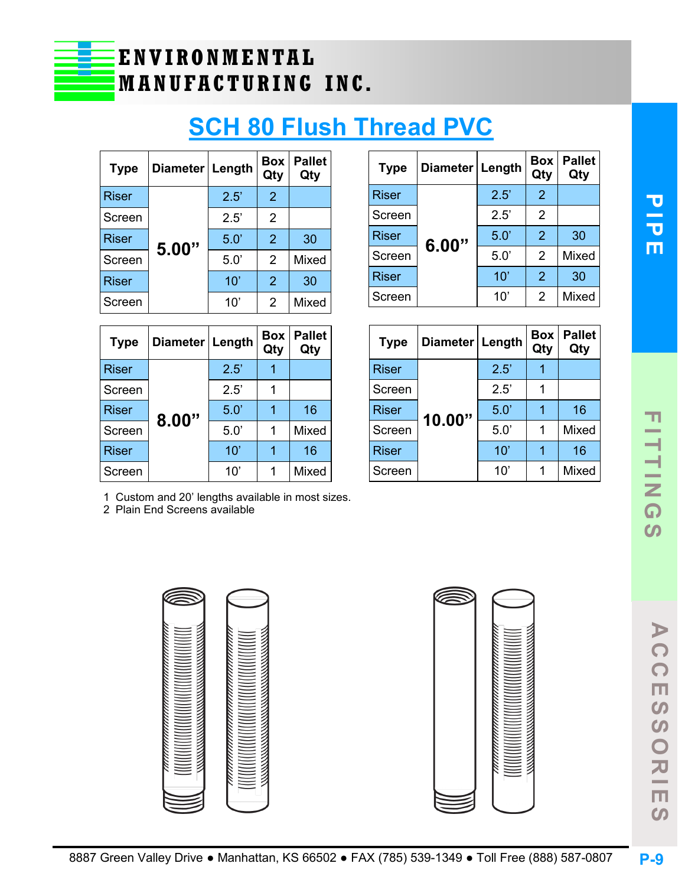# ENVIRONMENTAL MANUFACTURING INC.

## SCH 80 Flush Thread PVC

| Type | Diameter | Length | Box Qty | Pallet Qty |
|---|---|---|---|---|
| Riser | 5.00” | 2.5’ | 2 | |
| Screen | | 2.5’ | 2 | |
| Riser | | 5.0’ | 2 | 30 |
| Screen | | 5.0’ | 2 | Mixed |
| Riser | | 10’ | 2 | 30 |
| Screen | | 10’ | 2 | Mixed |

| Type | Diameter | Length | Box Qty | Pallet Qty |
|---|---|---|---|---|
| Riser | 6.00” | 2.5’ | 2 | |
| Screen | | 2.5’ | 2 | |
| Riser | | 5.0’ | 2 | 30 |
| Screen | | 5.0’ | 2 | Mixed |
| Riser | | 10’ | 2 | 30 |
| Screen | | 10’ | 2 | Mixed |

| Type | Diameter | Length | Box Qty | Pallet Qty |
|---|---|---|---|---|
| Riser | 8.00” | 2.5’ | 1 | |
| Screen | | 2.5’ | 1 | |
| Riser | | 5.0’ | 1 | 16 |
| Screen | | 5.0’ | 1 | Mixed |
| Riser | | 10’ | 1 | 16 |
| Screen | | 10’ | 1 | Mixed |

| Type | Diameter | Length | Box Qty | Pallet Qty |
|---|---|---|---|---|
| Riser | 10.00” | 2.5’ | 1 | |
| Screen | | 2.5’ | 1 | |
| Riser | | 5.0’ | 1 | 16 |
| Screen | | 5.0’ | 1 | Mixed |
| Riser | | 10’ | 1 | 16 |
| Screen | | 10’ | 1 | Mixed |

1 Custom and 20’ lengths available in most sizes.
2 Plain End Screens available

8887 Green Valley Drive ● Manhattan, KS 66502 ● FAX (785) 539-1349 ● Toll Free (888) 587-0807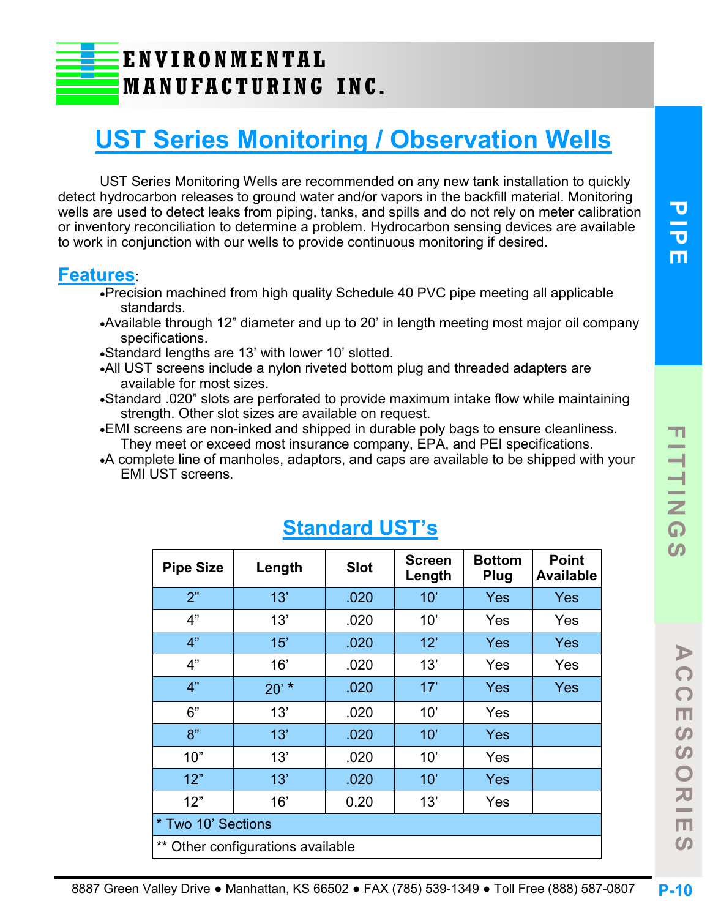# UST Series Monitoring / Observation Wells

UST Series Monitoring Wells are recommended on any new tank installation to quickly detect hydrocarbon releases to ground water and/or vapors in the backfill material. Monitoring wells are used to detect leaks from piping, tanks, and spills and do not rely on meter calibration or inventory reconciliation to determine a problem. Hydrocarbon sensing devices are available to work in conjunction with our wells to provide continuous monitoring if desired.

## Features:

- Precision machined from high quality Schedule 40 PVC pipe meeting all applicable standards.
- Available through 12" diameter and up to 20' in length meeting most major oil company specifications.
- Standard lengths are 13' with lower 10' slotted.
- All UST screens include a nylon riveted bottom plug and threaded adapters are available for most sizes.
- Standard .020" slots are perforated to provide maximum intake flow while maintaining strength. Other slot sizes are available on request.
- EMI screens are non-inked and shipped in durable poly bags to ensure cleanliness. They meet or exceed most insurance company, EPA, and PEI specifications.
- A complete line of manholes, adaptors, and caps are available to be shipped with your EMI UST screens.

## Standard UST's

| Pipe Size | Length | Slot | Screen Length | Bottom Plug | Point Available |
|---|---|---|---|---|---|
| 2" | 13' | .020 | 10' | Yes | Yes |
| 4" | 13' | .020 | 10' | Yes | Yes |
| 4" | 15' | .020 | 12' | Yes | Yes |
| 4" | 16' | .020 | 13' | Yes | Yes |
| 4" | 20' * | .020 | 17' | Yes | Yes |
| 6" | 13' | .020 | 10' | Yes | |
| 8" | 13' | .020 | 10' | Yes | |
| 10" | 13' | .020 | 10' | Yes | |
| 12" | 13' | .020 | 10' | Yes | |
| 12" | 16' | 0.20 | 13' | Yes | |
| * Two 10' Sections | | | | | |
| ** Other configurations available | | | | | |

8887 Green Valley Drive ● Manhattan, KS 66502 ● FAX (785) 539-1349 ● Toll Free (888) 587-0807